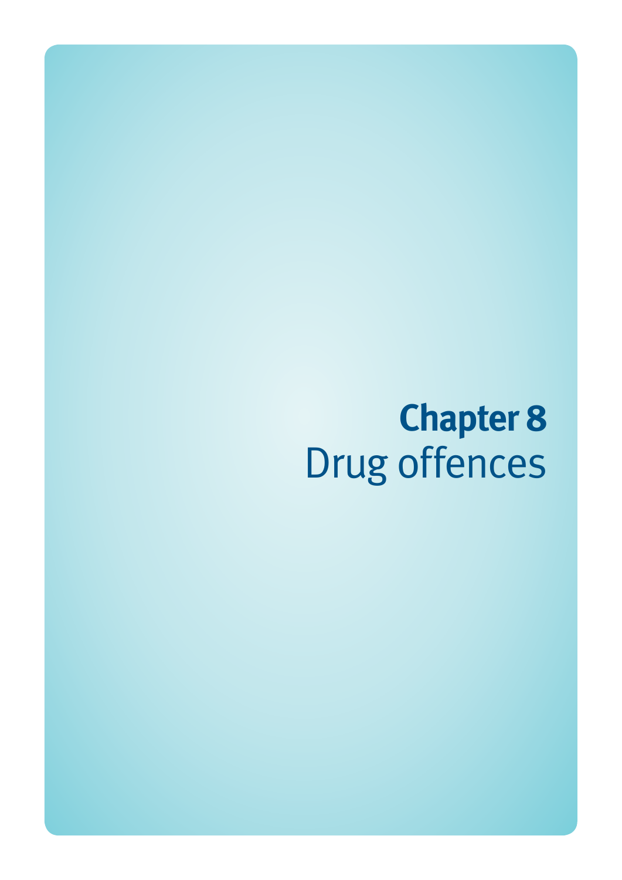# Chapter 8
## Drug offences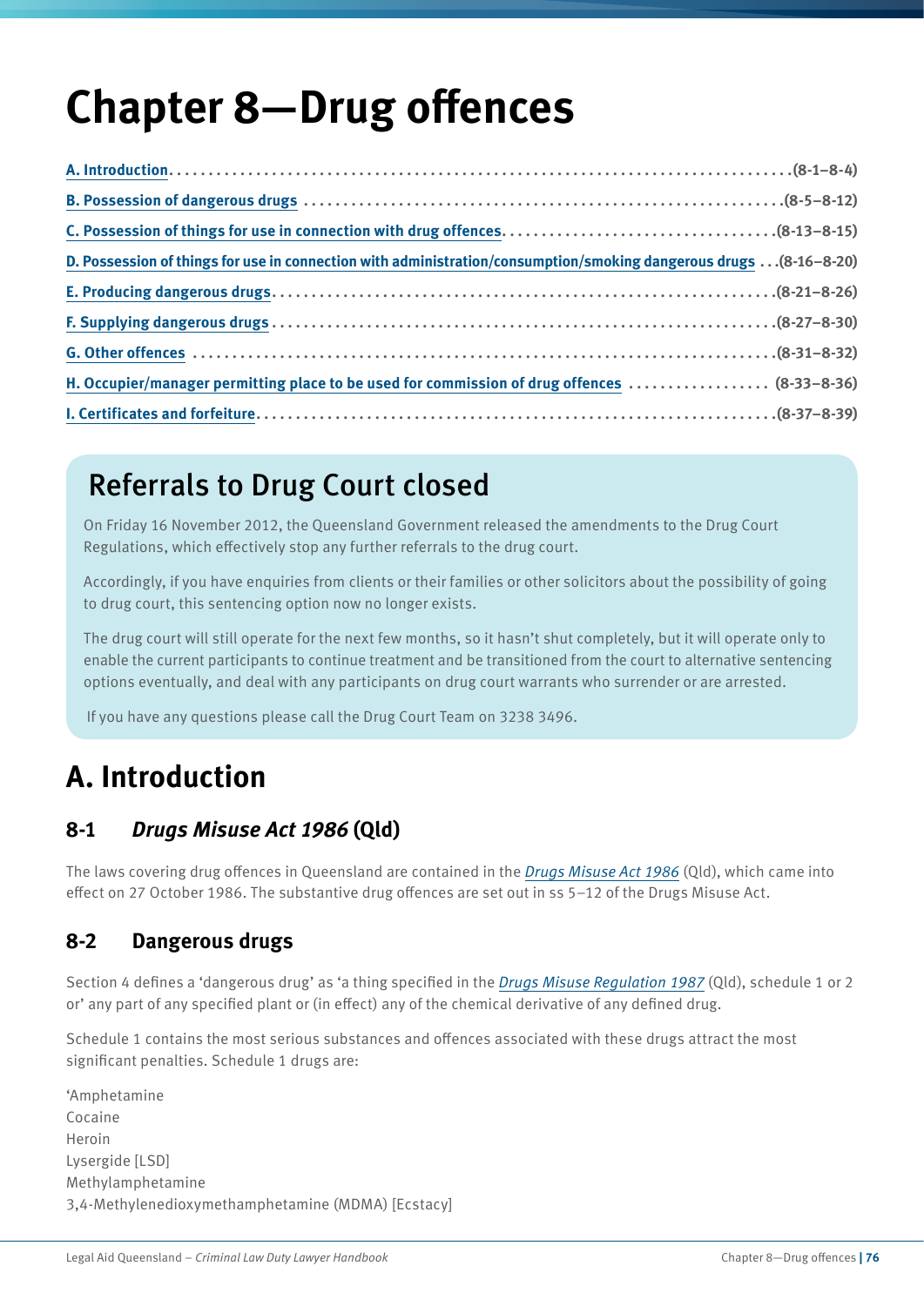# Chapter 8—Drug offences

[A. Introduction](#) ....(8-1–8-4)
[B. Possession of dangerous drugs](#) ....(8-5–8-12)
[C. Possession of things for use in connection with drug offences](#) ....(8-13–8-15)
[D. Possession of things for use in connection with administration/consumption/smoking dangerous drugs](#) ....(8-16–8-20)
[E. Producing dangerous drugs](#) ....(8-21–8-26)
[F. Supplying dangerous drugs](#) ....(8-27–8-30)
[G. Other offences](#) ....(8-31–8-32)
[H. Occupier/manager permitting place to be used for commission of drug offences](#) ....(8-33–8-36)
[I. Certificates and forfeiture](#) ....(8-37–8-39)

## Referrals to Drug Court closed

On Friday 16 November 2012, the Queensland Government released the amendments to the Drug Court Regulations, which effectively stop any further referrals to the drug court.

Accordingly, if you have enquiries from clients or their families or other solicitors about the possibility of going to drug court, this sentencing option now no longer exists.

The drug court will still operate for the next few months, so it hasn't shut completely, but it will operate only to enable the current participants to continue treatment and be transitioned from the court to alternative sentencing options eventually, and deal with any participants on drug court warrants who surrender or are arrested.

If you have any questions please call the Drug Court Team on 3238 3496.

## A. Introduction

### 8-1 *Drugs Misuse Act 1986* (Qld)

The laws covering drug offences in Queensland are contained in the *Drugs Misuse Act 1986* (Qld), which came into effect on 27 October 1986. The substantive drug offences are set out in ss 5–12 of the Drugs Misuse Act.

### 8-2 Dangerous drugs

Section 4 defines a 'dangerous drug' as 'a thing specified in the *Drugs Misuse Regulation 1987* (Qld), schedule 1 or 2 or' any part of any specified plant or (in effect) any of the chemical derivative of any defined drug.

Schedule 1 contains the most serious substances and offences associated with these drugs attract the most significant penalties. Schedule 1 drugs are:

'Amphetamine
Cocaine
Heroin
Lysergide [LSD]
Methylamphetamine
3,4-Methylenedioxymethamphetamine (MDMA) [Ecstacy]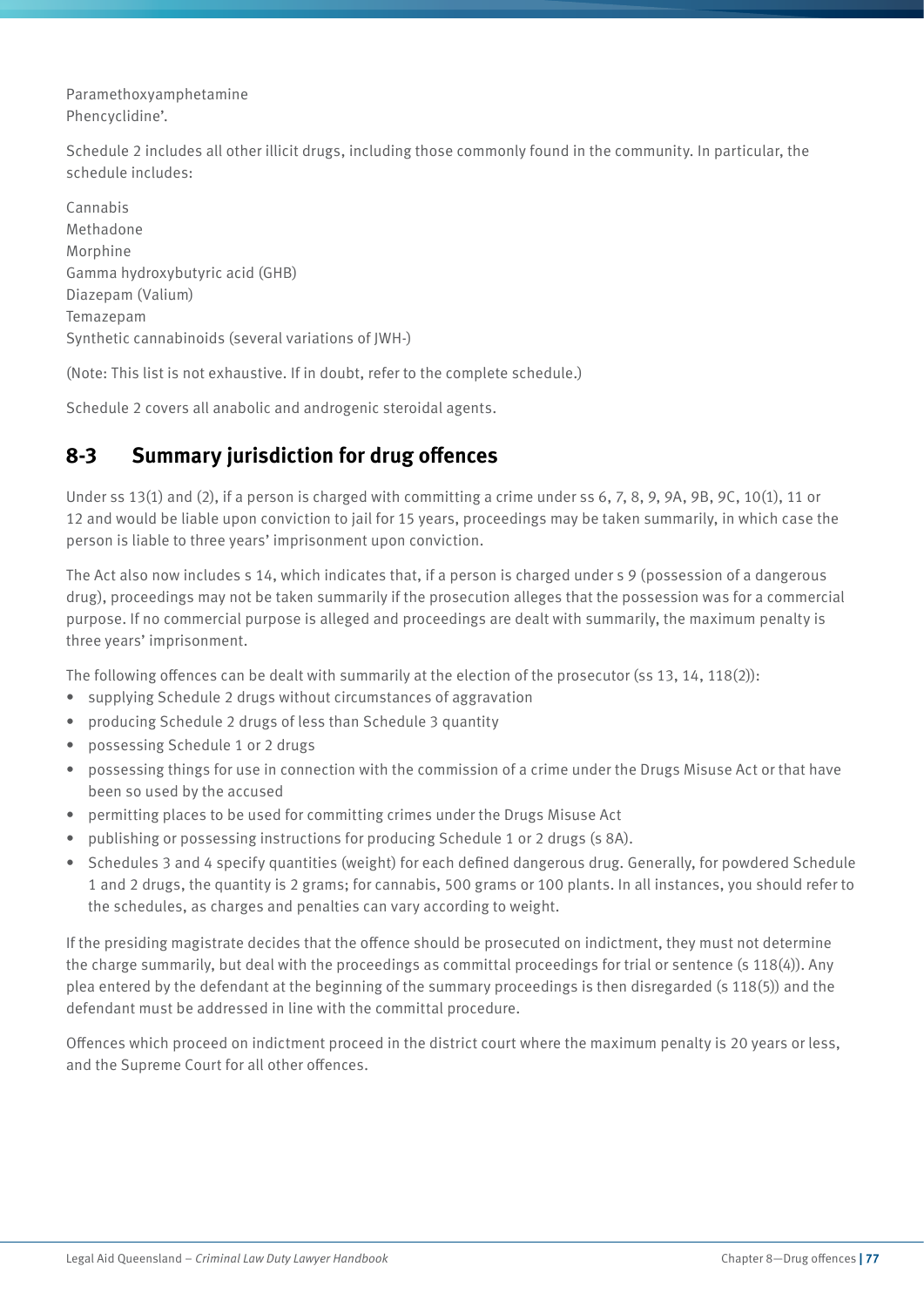Paramethoxyamphetamine
Phencyclidine'.

Schedule 2 includes all other illicit drugs, including those commonly found in the community. In particular, the schedule includes:

Cannabis
Methadone
Morphine
Gamma hydroxybutyric acid (GHB)
Diazepam (Valium)
Temazepam
Synthetic cannabinoids (several variations of JWH-)

(Note: This list is not exhaustive. If in doubt, refer to the complete schedule.)

Schedule 2 covers all anabolic and androgenic steroidal agents.

## 8-3 Summary jurisdiction for drug offences

Under ss 13(1) and (2), if a person is charged with committing a crime under ss 6, 7, 8, 9, 9A, 9B, 9C, 10(1), 11 or 12 and would be liable upon conviction to jail for 15 years, proceedings may be taken summarily, in which case the person is liable to three years' imprisonment upon conviction.

The Act also now includes s 14, which indicates that, if a person is charged under s 9 (possession of a dangerous drug), proceedings may not be taken summarily if the prosecution alleges that the possession was for a commercial purpose. If no commercial purpose is alleged and proceedings are dealt with summarily, the maximum penalty is three years' imprisonment.

The following offences can be dealt with summarily at the election of the prosecutor (ss 13, 14, 118(2)):

- supplying Schedule 2 drugs without circumstances of aggravation
- producing Schedule 2 drugs of less than Schedule 3 quantity
- possessing Schedule 1 or 2 drugs
- possessing things for use in connection with the commission of a crime under the Drugs Misuse Act or that have been so used by the accused
- permitting places to be used for committing crimes under the Drugs Misuse Act
- publishing or possessing instructions for producing Schedule 1 or 2 drugs (s 8A).
- Schedules 3 and 4 specify quantities (weight) for each defined dangerous drug. Generally, for powdered Schedule 1 and 2 drugs, the quantity is 2 grams; for cannabis, 500 grams or 100 plants. In all instances, you should refer to the schedules, as charges and penalties can vary according to weight.

If the presiding magistrate decides that the offence should be prosecuted on indictment, they must not determine the charge summarily, but deal with the proceedings as committal proceedings for trial or sentence (s 118(4)). Any plea entered by the defendant at the beginning of the summary proceedings is then disregarded (s 118(5)) and the defendant must be addressed in line with the committal procedure.

Offences which proceed on indictment proceed in the district court where the maximum penalty is 20 years or less, and the Supreme Court for all other offences.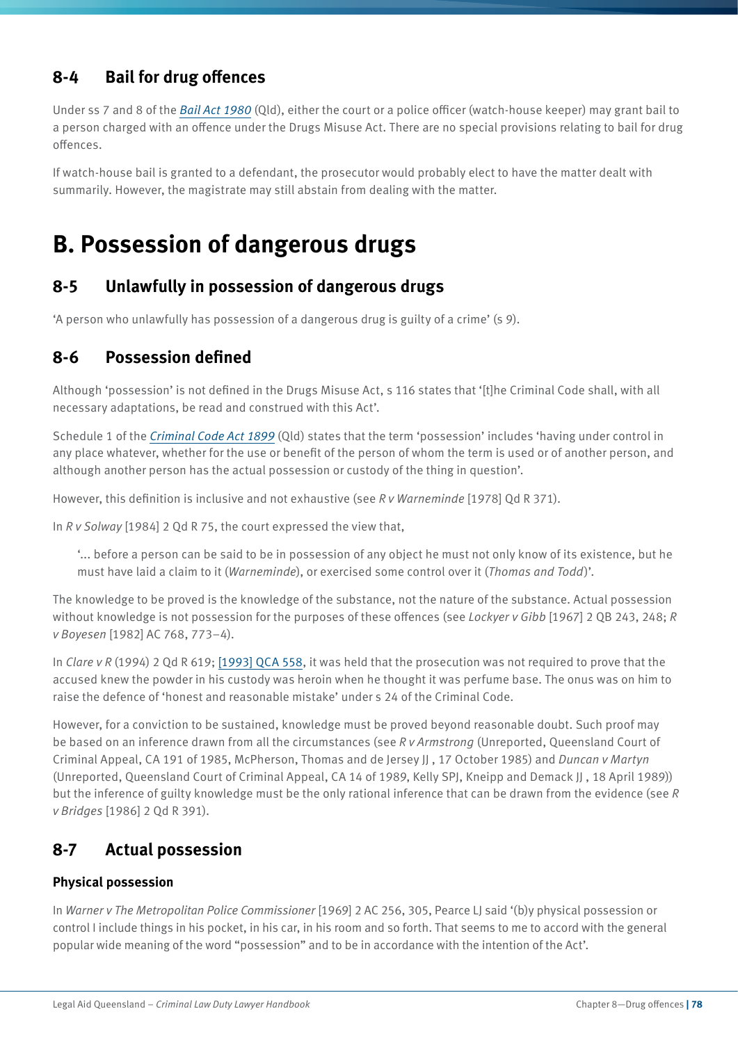## 8-4 Bail for drug offences

Under ss 7 and 8 of the *Bail Act 1980* (Qld), either the court or a police officer (watch-house keeper) may grant bail to a person charged with an offence under the Drugs Misuse Act. There are no special provisions relating to bail for drug offences.

If watch-house bail is granted to a defendant, the prosecutor would probably elect to have the matter dealt with summarily. However, the magistrate may still abstain from dealing with the matter.

# B. Possession of dangerous drugs

## 8-5 Unlawfully in possession of dangerous drugs

'A person who unlawfully has possession of a dangerous drug is guilty of a crime' (s 9).

## 8-6 Possession defined

Although 'possession' is not defined in the Drugs Misuse Act, s 116 states that '[t]he Criminal Code shall, with all necessary adaptations, be read and construed with this Act'.

Schedule 1 of the *Criminal Code Act 1899* (Qld) states that the term 'possession' includes 'having under control in any place whatever, whether for the use or benefit of the person of whom the term is used or of another person, and although another person has the actual possession or custody of the thing in question'.

However, this definition is inclusive and not exhaustive (see *R v Warneminde* [1978] Qd R 371).

In *R v Solway* [1984] 2 Qd R 75, the court expressed the view that,

> '... before a person can be said to be in possession of any object he must not only know of its existence, but he must have laid a claim to it (*Warneminde*), or exercised some control over it (*Thomas and Todd*)'.

The knowledge to be proved is the knowledge of the substance, not the nature of the substance. Actual possession without knowledge is not possession for the purposes of these offences (see *Lockyer v Gibb* [1967] 2 QB 243, 248; *R v Boyesen* [1982] AC 768, 773–4).

In *Clare v R* (1994) 2 Qd R 619; [1993] QCA 558, it was held that the prosecution was not required to prove that the accused knew the powder in his custody was heroin when he thought it was perfume base. The onus was on him to raise the defence of 'honest and reasonable mistake' under s 24 of the Criminal Code.

However, for a conviction to be sustained, knowledge must be proved beyond reasonable doubt. Such proof may be based on an inference drawn from all the circumstances (see *R v Armstrong* (Unreported, Queensland Court of Criminal Appeal, CA 191 of 1985, McPherson, Thomas and de Jersey JJ , 17 October 1985) and *Duncan v Martyn* (Unreported, Queensland Court of Criminal Appeal, CA 14 of 1989, Kelly SPJ, Kneipp and Demack JJ , 18 April 1989)) but the inference of guilty knowledge must be the only rational inference that can be drawn from the evidence (see *R v Bridges* [1986] 2 Qd R 391).

## 8-7 Actual possession

### Physical possession

In *Warner v The Metropolitan Police Commissioner* [1969] 2 AC 256, 305, Pearce LJ said '(b)y physical possession or control I include things in his pocket, in his car, in his room and so forth. That seems to me to accord with the general popular wide meaning of the word "possession" and to be in accordance with the intention of the Act'.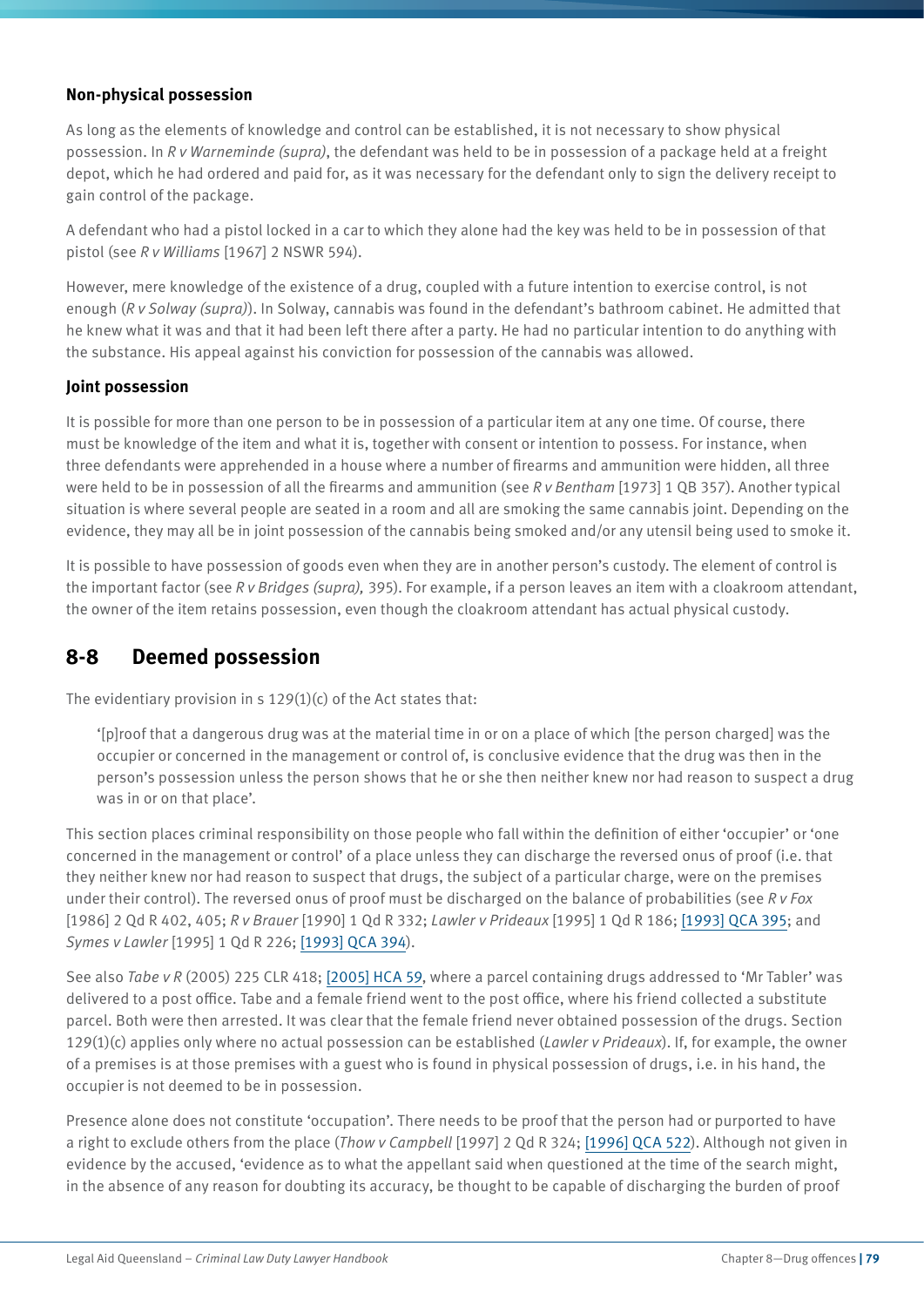### Non-physical possession

As long as the elements of knowledge and control can be established, it is not necessary to show physical possession. In *R v Warneminde (supra)*, the defendant was held to be in possession of a package held at a freight depot, which he had ordered and paid for, as it was necessary for the defendant only to sign the delivery receipt to gain control of the package.

A defendant who had a pistol locked in a car to which they alone had the key was held to be in possession of that pistol (see *R v Williams* [1967] 2 NSWR 594).

However, mere knowledge of the existence of a drug, coupled with a future intention to exercise control, is not enough (*R v Solway (supra)*). In Solway, cannabis was found in the defendant's bathroom cabinet. He admitted that he knew what it was and that it had been left there after a party. He had no particular intention to do anything with the substance. His appeal against his conviction for possession of the cannabis was allowed.

### Joint possession

It is possible for more than one person to be in possession of a particular item at any one time. Of course, there must be knowledge of the item and what it is, together with consent or intention to possess. For instance, when three defendants were apprehended in a house where a number of firearms and ammunition were hidden, all three were held to be in possession of all the firearms and ammunition (see *R v Bentham* [1973] 1 QB 357). Another typical situation is where several people are seated in a room and all are smoking the same cannabis joint. Depending on the evidence, they may all be in joint possession of the cannabis being smoked and/or any utensil being used to smoke it.

It is possible to have possession of goods even when they are in another person's custody. The element of control is the important factor (see *R v Bridges (supra),* 395). For example, if a person leaves an item with a cloakroom attendant, the owner of the item retains possession, even though the cloakroom attendant has actual physical custody.

## 8-8 Deemed possession

The evidentiary provision in s 129(1)(c) of the Act states that:

> '[p]roof that a dangerous drug was at the material time in or on a place of which [the person charged] was the occupier or concerned in the management or control of, is conclusive evidence that the drug was then in the person's possession unless the person shows that he or she then neither knew nor had reason to suspect a drug was in or on that place'.

This section places criminal responsibility on those people who fall within the definition of either 'occupier' or 'one concerned in the management or control' of a place unless they can discharge the reversed onus of proof (i.e. that they neither knew nor had reason to suspect that drugs, the subject of a particular charge, were on the premises under their control). The reversed onus of proof must be discharged on the balance of probabilities (see *R v Fox* [1986] 2 Qd R 402, 405; *R v Brauer* [1990] 1 Qd R 332; *Lawler v Prideaux* [1995] 1 Qd R 186; [1993] QCA 395; and *Symes v Lawler* [1995] 1 Qd R 226; [1993] QCA 394).

See also *Tabe v R* (2005) 225 CLR 418; [2005] HCA 59, where a parcel containing drugs addressed to 'Mr Tabler' was delivered to a post office. Tabe and a female friend went to the post office, where his friend collected a substitute parcel. Both were then arrested. It was clear that the female friend never obtained possession of the drugs. Section 129(1)(c) applies only where no actual possession can be established (*Lawler v Prideaux*). If, for example, the owner of a premises is at those premises with a guest who is found in physical possession of drugs, i.e. in his hand, the occupier is not deemed to be in possession.

Presence alone does not constitute 'occupation'. There needs to be proof that the person had or purported to have a right to exclude others from the place (*Thow v Campbell* [1997] 2 Qd R 324; [1996] QCA 522). Although not given in evidence by the accused, 'evidence as to what the appellant said when questioned at the time of the search might, in the absence of any reason for doubting its accuracy, be thought to be capable of discharging the burden of proof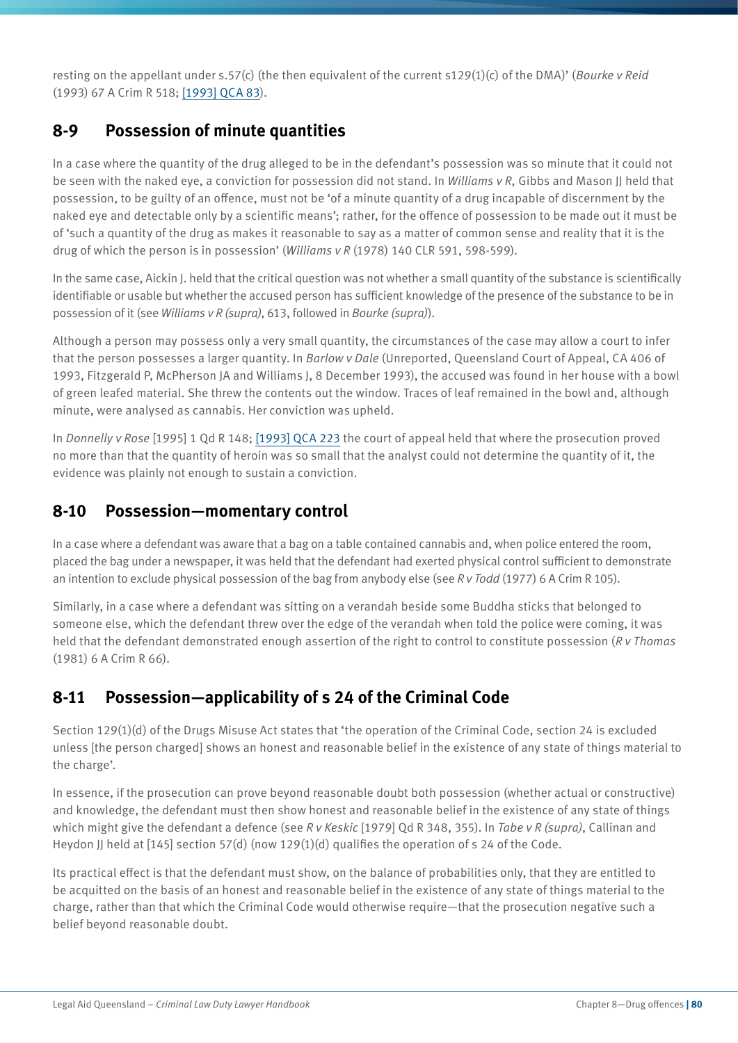resting on the appellant under s.57(c) (the then equivalent of the current s129(1)(c) of the DMA)' (*Bourke v Reid* (1993) 67 A Crim R 518; [1993] QCA 83).

## 8-9 Possession of minute quantities

In a case where the quantity of the drug alleged to be in the defendant's possession was so minute that it could not be seen with the naked eye, a conviction for possession did not stand. In *Williams v R,* Gibbs and Mason JJ held that possession, to be guilty of an offence, must not be 'of a minute quantity of a drug incapable of discernment by the naked eye and detectable only by a scientific means'; rather, for the offence of possession to be made out it must be of 'such a quantity of the drug as makes it reasonable to say as a matter of common sense and reality that it is the drug of which the person is in possession' (*Williams v R* (1978) 140 CLR 591, 598-599).

In the same case, Aickin J. held that the critical question was not whether a small quantity of the substance is scientifically identifiable or usable but whether the accused person has sufficient knowledge of the presence of the substance to be in possession of it (see *Williams v R (supra)*, 613, followed in *Bourke (supra)*).

Although a person may possess only a very small quantity, the circumstances of the case may allow a court to infer that the person possesses a larger quantity. In *Barlow v Dale* (Unreported, Queensland Court of Appeal, CA 406 of 1993, Fitzgerald P, McPherson JA and Williams J, 8 December 1993), the accused was found in her house with a bowl of green leafed material. She threw the contents out the window. Traces of leaf remained in the bowl and, although minute, were analysed as cannabis. Her conviction was upheld.

In *Donnelly v Rose* [1995] 1 Qd R 148; [1993] QCA 223 the court of appeal held that where the prosecution proved no more than that the quantity of heroin was so small that the analyst could not determine the quantity of it, the evidence was plainly not enough to sustain a conviction.

## 8-10 Possession—momentary control

In a case where a defendant was aware that a bag on a table contained cannabis and, when police entered the room, placed the bag under a newspaper, it was held that the defendant had exerted physical control sufficient to demonstrate an intention to exclude physical possession of the bag from anybody else (see *R v Todd* (1977) 6 A Crim R 105).

Similarly, in a case where a defendant was sitting on a verandah beside some Buddha sticks that belonged to someone else, which the defendant threw over the edge of the verandah when told the police were coming, it was held that the defendant demonstrated enough assertion of the right to control to constitute possession (*R v Thomas* (1981) 6 A Crim R 66).

## 8-11 Possession—applicability of s 24 of the Criminal Code

Section 129(1)(d) of the Drugs Misuse Act states that 'the operation of the Criminal Code, section 24 is excluded unless [the person charged] shows an honest and reasonable belief in the existence of any state of things material to the charge'.

In essence, if the prosecution can prove beyond reasonable doubt both possession (whether actual or constructive) and knowledge, the defendant must then show honest and reasonable belief in the existence of any state of things which might give the defendant a defence (see *R v Keskic* [1979] Qd R 348, 355). In *Tabe v R (supra)*, Callinan and Heydon JJ held at [145] section 57(d) (now 129(1)(d) qualifies the operation of s 24 of the Code.

Its practical effect is that the defendant must show, on the balance of probabilities only, that they are entitled to be acquitted on the basis of an honest and reasonable belief in the existence of any state of things material to the charge, rather than that which the Criminal Code would otherwise require—that the prosecution negative such a belief beyond reasonable doubt.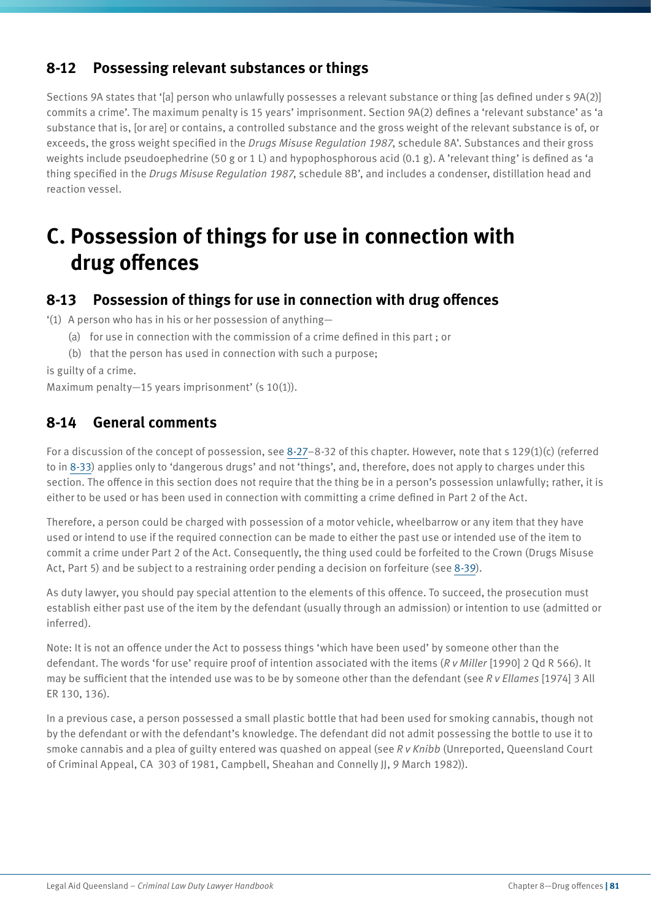## 8-12 Possessing relevant substances or things

Sections 9A states that '[a] person who unlawfully possesses a relevant substance or thing [as defined under s 9A(2)] commits a crime'. The maximum penalty is 15 years' imprisonment. Section 9A(2) defines a 'relevant substance' as 'a substance that is, [or are] or contains, a controlled substance and the gross weight of the relevant substance is of, or exceeds, the gross weight specified in the *Drugs Misuse Regulation 1987*, schedule 8A'. Substances and their gross weights include pseudoephedrine (50 g or 1 L) and hypophosphorous acid (0.1 g). A 'relevant thing' is defined as 'a thing specified in the *Drugs Misuse Regulation 1987*, schedule 8B', and includes a condenser, distillation head and reaction vessel.

# C. Possession of things for use in connection with drug offences

## 8-13 Possession of things for use in connection with drug offences

'(1) A person who has in his or her possession of anything—

(a) for use in connection with the commission of a crime defined in this part ; or

(b) that the person has used in connection with such a purpose;

is guilty of a crime.

Maximum penalty—15 years imprisonment' (s 10(1)).

## 8-14 General comments

For a discussion of the concept of possession, see 8-27–8-32 of this chapter. However, note that s 129(1)(c) (referred to in 8-33) applies only to 'dangerous drugs' and not 'things', and, therefore, does not apply to charges under this section. The offence in this section does not require that the thing be in a person's possession unlawfully; rather, it is either to be used or has been used in connection with committing a crime defined in Part 2 of the Act.

Therefore, a person could be charged with possession of a motor vehicle, wheelbarrow or any item that they have used or intend to use if the required connection can be made to either the past use or intended use of the item to commit a crime under Part 2 of the Act. Consequently, the thing used could be forfeited to the Crown (Drugs Misuse Act, Part 5) and be subject to a restraining order pending a decision on forfeiture (see 8-39).

As duty lawyer, you should pay special attention to the elements of this offence. To succeed, the prosecution must establish either past use of the item by the defendant (usually through an admission) or intention to use (admitted or inferred).

Note: It is not an offence under the Act to possess things 'which have been used' by someone other than the defendant. The words 'for use' require proof of intention associated with the items (*R v Miller* [1990] 2 Qd R 566). It may be sufficient that the intended use was to be by someone other than the defendant (see *R v Ellames* [1974] 3 All ER 130, 136).

In a previous case, a person possessed a small plastic bottle that had been used for smoking cannabis, though not by the defendant or with the defendant's knowledge. The defendant did not admit possessing the bottle to use it to smoke cannabis and a plea of guilty entered was quashed on appeal (see *R v Knibb* (Unreported, Queensland Court of Criminal Appeal, CA 303 of 1981, Campbell, Sheahan and Connelly JJ, 9 March 1982)).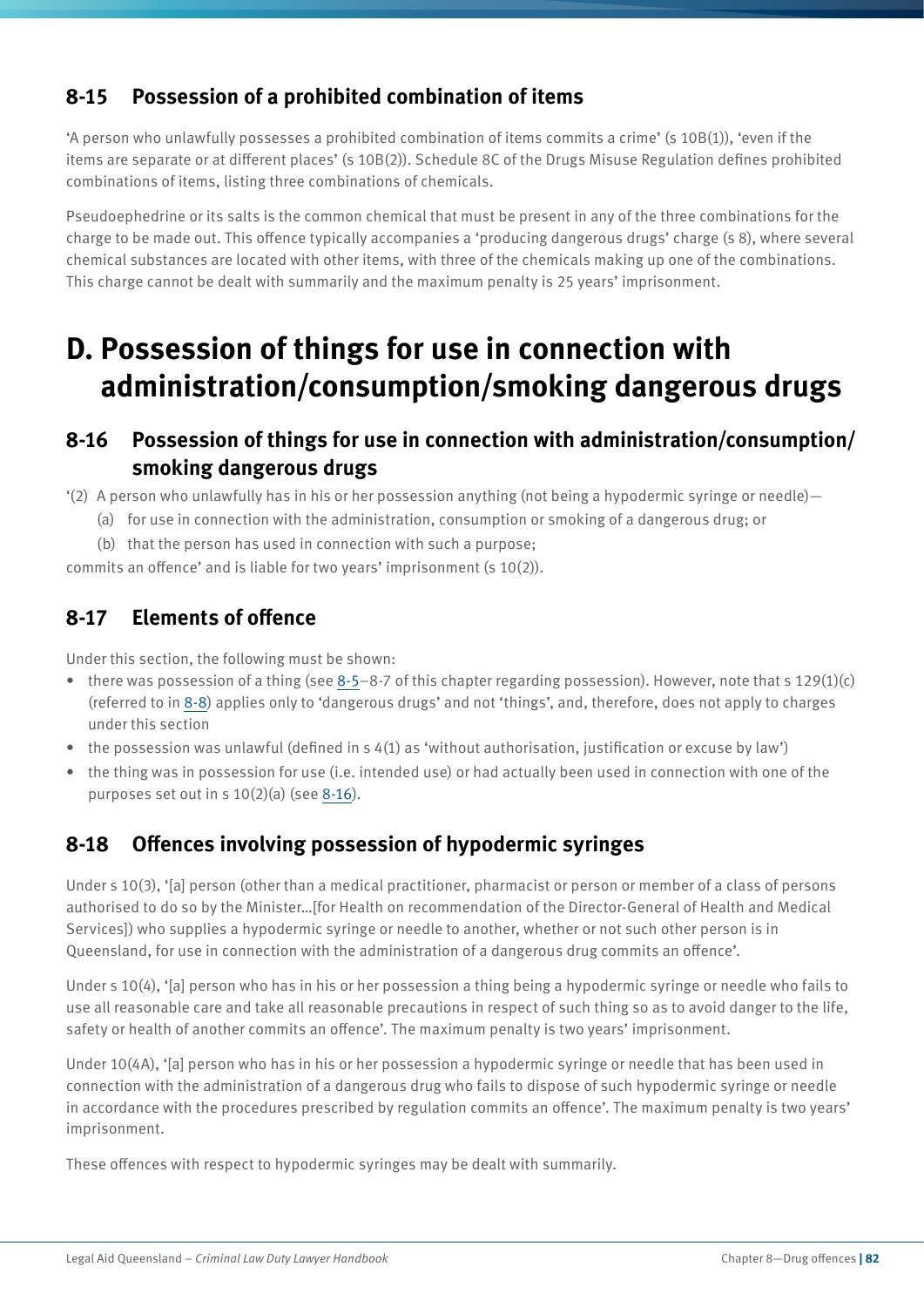### 8-15 Possession of a prohibited combination of items

'A person who unlawfully possesses a prohibited combination of items commits a crime' (s 10B(1)), 'even if the items are separate or at different places' (s 10B(2)). Schedule 8C of the Drugs Misuse Regulation defines prohibited combinations of items, listing three combinations of chemicals.

Pseudoephedrine or its salts is the common chemical that must be present in any of the three combinations for the charge to be made out. This offence typically accompanies a 'producing dangerous drugs' charge (s 8), where several chemical substances are located with other items, with three of the chemicals making up one of the combinations. This charge cannot be dealt with summarily and the maximum penalty is 25 years' imprisonment.

## D. Possession of things for use in connection with administration/consumption/smoking dangerous drugs

### 8-16 Possession of things for use in connection with administration/consumption/smoking dangerous drugs

'(2) A person who unlawfully has in his or her possession anything (not being a hypodermic syringe or needle)—

(a) for use in connection with the administration, consumption or smoking of a dangerous drug; or

(b) that the person has used in connection with such a purpose;

commits an offence' and is liable for two years' imprisonment (s 10(2)).

### 8-17 Elements of offence

Under this section, the following must be shown:

- there was possession of a thing (see 8-5–8-7 of this chapter regarding possession). However, note that s 129(1)(c) (referred to in 8-8) applies only to 'dangerous drugs' and not 'things', and, therefore, does not apply to charges under this section
- the possession was unlawful (defined in s 4(1) as 'without authorisation, justification or excuse by law')
- the thing was in possession for use (i.e. intended use) or had actually been used in connection with one of the purposes set out in s 10(2)(a) (see 8-16).

### 8-18 Offences involving possession of hypodermic syringes

Under s 10(3), '[a] person (other than a medical practitioner, pharmacist or person or member of a class of persons authorised to do so by the Minister…[for Health on recommendation of the Director-General of Health and Medical Services]) who supplies a hypodermic syringe or needle to another, whether or not such other person is in Queensland, for use in connection with the administration of a dangerous drug commits an offence'.

Under s 10(4), '[a] person who has in his or her possession a thing being a hypodermic syringe or needle who fails to use all reasonable care and take all reasonable precautions in respect of such thing so as to avoid danger to the life, safety or health of another commits an offence'. The maximum penalty is two years' imprisonment.

Under 10(4A), '[a] person who has in his or her possession a hypodermic syringe or needle that has been used in connection with the administration of a dangerous drug who fails to dispose of such hypodermic syringe or needle in accordance with the procedures prescribed by regulation commits an offence'. The maximum penalty is two years' imprisonment.

These offences with respect to hypodermic syringes may be dealt with summarily.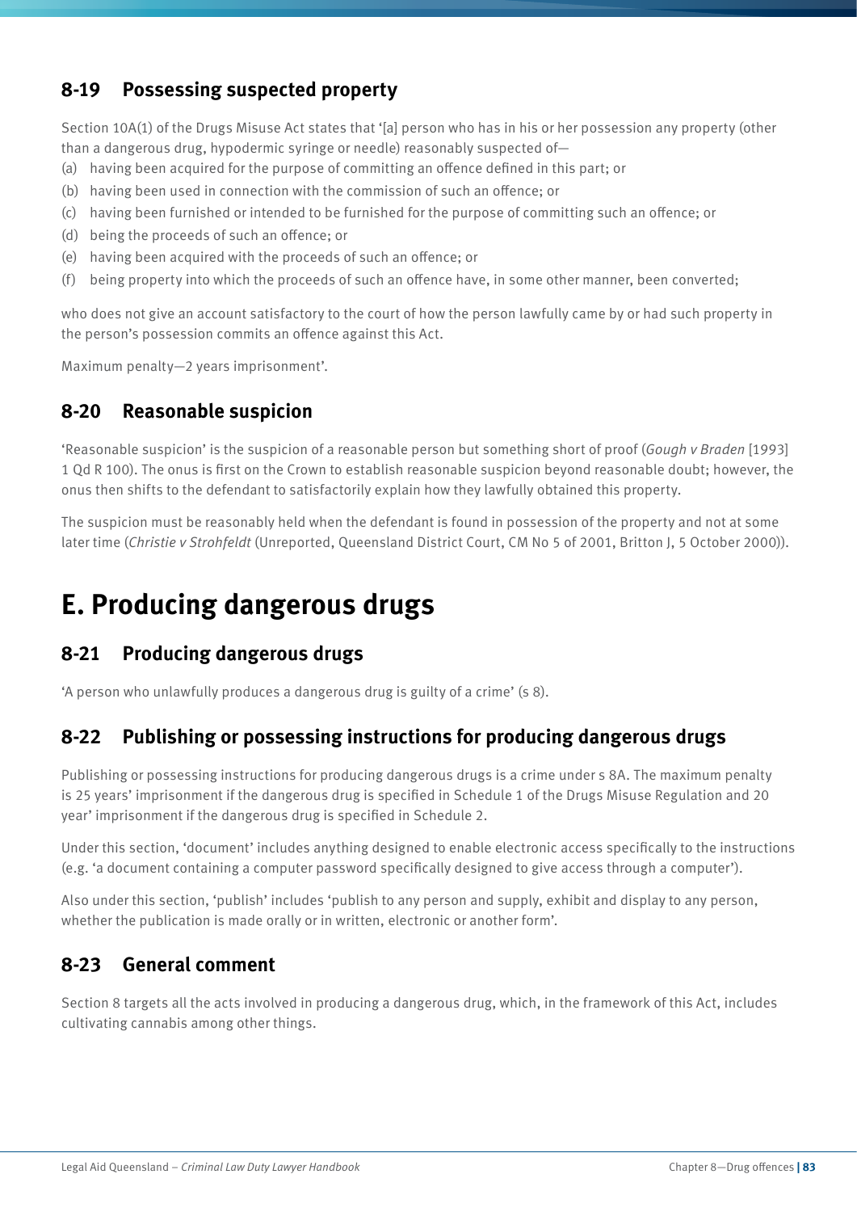### 8-19 Possessing suspected property

Section 10A(1) of the Drugs Misuse Act states that '[a] person who has in his or her possession any property (other than a dangerous drug, hypodermic syringe or needle) reasonably suspected of—

(a) having been acquired for the purpose of committing an offence defined in this part; or
(b) having been used in connection with the commission of such an offence; or
(c) having been furnished or intended to be furnished for the purpose of committing such an offence; or
(d) being the proceeds of such an offence; or
(e) having been acquired with the proceeds of such an offence; or
(f) being property into which the proceeds of such an offence have, in some other manner, been converted;

who does not give an account satisfactory to the court of how the person lawfully came by or had such property in the person's possession commits an offence against this Act.

Maximum penalty—2 years imprisonment'.

### 8-20 Reasonable suspicion

'Reasonable suspicion' is the suspicion of a reasonable person but something short of proof (*Gough v Braden* [1993] 1 Qd R 100). The onus is first on the Crown to establish reasonable suspicion beyond reasonable doubt; however, the onus then shifts to the defendant to satisfactorily explain how they lawfully obtained this property.

The suspicion must be reasonably held when the defendant is found in possession of the property and not at some later time (*Christie v Strohfeldt* (Unreported, Queensland District Court, CM No 5 of 2001, Britton J, 5 October 2000)).

## E. Producing dangerous drugs

### 8-21 Producing dangerous drugs

'A person who unlawfully produces a dangerous drug is guilty of a crime' (s 8).

### 8-22 Publishing or possessing instructions for producing dangerous drugs

Publishing or possessing instructions for producing dangerous drugs is a crime under s 8A. The maximum penalty is 25 years' imprisonment if the dangerous drug is specified in Schedule 1 of the Drugs Misuse Regulation and 20 year' imprisonment if the dangerous drug is specified in Schedule 2.

Under this section, 'document' includes anything designed to enable electronic access specifically to the instructions (e.g. 'a document containing a computer password specifically designed to give access through a computer').

Also under this section, 'publish' includes 'publish to any person and supply, exhibit and display to any person, whether the publication is made orally or in written, electronic or another form'.

### 8-23 General comment

Section 8 targets all the acts involved in producing a dangerous drug, which, in the framework of this Act, includes cultivating cannabis among other things.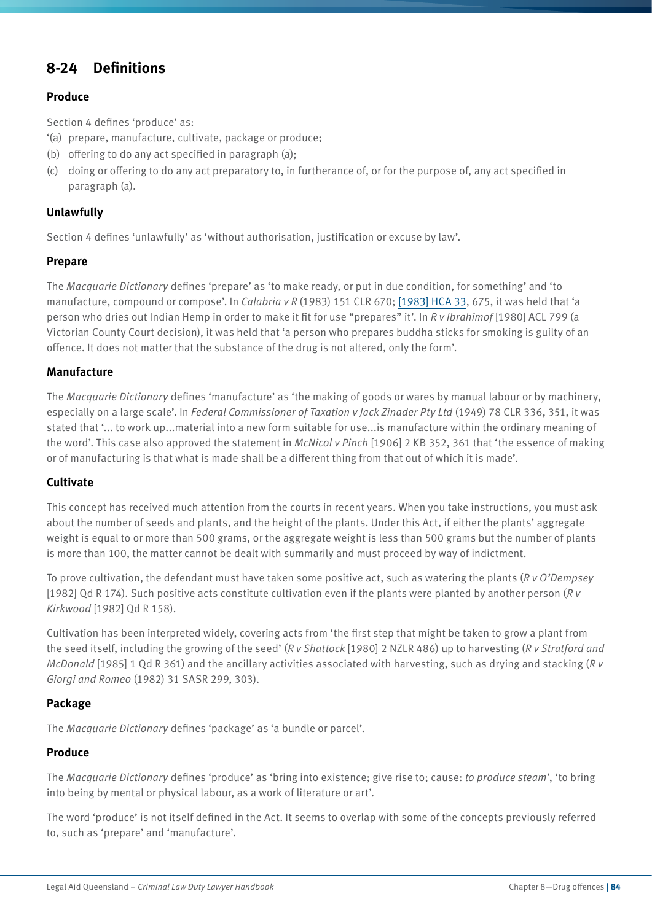## 8-24 Definitions

### Produce

Section 4 defines 'produce' as:

'(a) prepare, manufacture, cultivate, package or produce;
(b) offering to do any act specified in paragraph (a);
(c) doing or offering to do any act preparatory to, in furtherance of, or for the purpose of, any act specified in paragraph (a).

### Unlawfully

Section 4 defines 'unlawfully' as 'without authorisation, justification or excuse by law'.

### Prepare

The *Macquarie Dictionary* defines 'prepare' as 'to make ready, or put in due condition, for something' and 'to manufacture, compound or compose'. In *Calabria v R* (1983) 151 CLR 670; [1983] HCA 33, 675, it was held that 'a person who dries out Indian Hemp in order to make it fit for use "prepares" it'. In *R v Ibrahimof* [1980] ACL 799 (a Victorian County Court decision), it was held that 'a person who prepares buddha sticks for smoking is guilty of an offence. It does not matter that the substance of the drug is not altered, only the form'.

### Manufacture

The *Macquarie Dictionary* defines 'manufacture' as 'the making of goods or wares by manual labour or by machinery, especially on a large scale'. In *Federal Commissioner of Taxation v Jack Zinader Pty Ltd* (1949) 78 CLR 336, 351, it was stated that '... to work up...material into a new form suitable for use...is manufacture within the ordinary meaning of the word'. This case also approved the statement in *McNicol v Pinch* [1906] 2 KB 352, 361 that 'the essence of making or of manufacturing is that what is made shall be a different thing from that out of which it is made'.

### Cultivate

This concept has received much attention from the courts in recent years. When you take instructions, you must ask about the number of seeds and plants, and the height of the plants. Under this Act, if either the plants' aggregate weight is equal to or more than 500 grams, or the aggregate weight is less than 500 grams but the number of plants is more than 100, the matter cannot be dealt with summarily and must proceed by way of indictment.

To prove cultivation, the defendant must have taken some positive act, such as watering the plants (*R v O'Dempsey* [1982] Qd R 174). Such positive acts constitute cultivation even if the plants were planted by another person (*R v Kirkwood* [1982] Qd R 158).

Cultivation has been interpreted widely, covering acts from 'the first step that might be taken to grow a plant from the seed itself, including the growing of the seed' (*R v Shattock* [1980] 2 NZLR 486) up to harvesting (*R v Stratford and McDonald* [1985] 1 Qd R 361) and the ancillary activities associated with harvesting, such as drying and stacking (*R v Giorgi and Romeo* (1982) 31 SASR 299, 303).

### Package

The *Macquarie Dictionary* defines 'package' as 'a bundle or parcel'.

### Produce

The *Macquarie Dictionary* defines 'produce' as 'bring into existence; give rise to; cause: *to produce steam*', 'to bring into being by mental or physical labour, as a work of literature or art'.

The word 'produce' is not itself defined in the Act. It seems to overlap with some of the concepts previously referred to, such as 'prepare' and 'manufacture'.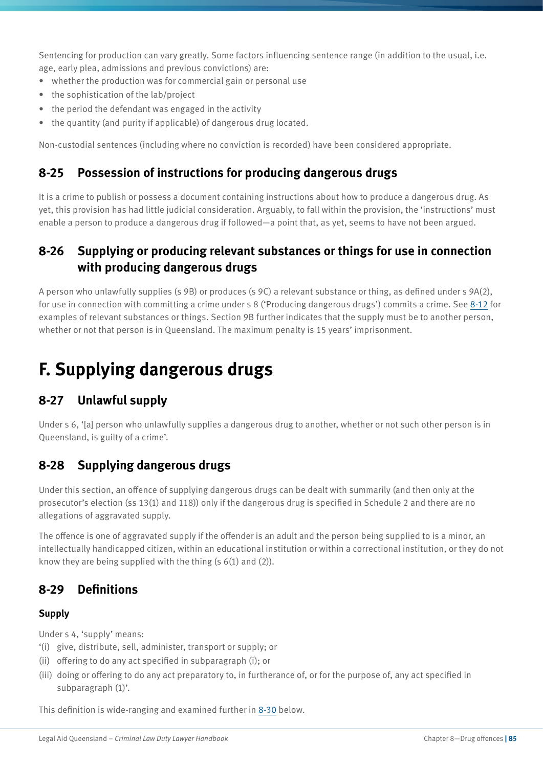Sentencing for production can vary greatly. Some factors influencing sentence range (in addition to the usual, i.e. age, early plea, admissions and previous convictions) are:

- whether the production was for commercial gain or personal use
- the sophistication of the lab/project
- the period the defendant was engaged in the activity
- the quantity (and purity if applicable) of dangerous drug located.

Non-custodial sentences (including where no conviction is recorded) have been considered appropriate.

## 8-25 Possession of instructions for producing dangerous drugs

It is a crime to publish or possess a document containing instructions about how to produce a dangerous drug. As yet, this provision has had little judicial consideration. Arguably, to fall within the provision, the 'instructions' must enable a person to produce a dangerous drug if followed—a point that, as yet, seems to have not been argued.

## 8-26 Supplying or producing relevant substances or things for use in connection with producing dangerous drugs

A person who unlawfully supplies (s 9B) or produces (s 9C) a relevant substance or thing, as defined under s 9A(2), for use in connection with committing a crime under s 8 ('Producing dangerous drugs') commits a crime. See 8-12 for examples of relevant substances or things. Section 9B further indicates that the supply must be to another person, whether or not that person is in Queensland. The maximum penalty is 15 years' imprisonment.

# F. Supplying dangerous drugs

## 8-27 Unlawful supply

Under s 6, '[a] person who unlawfully supplies a dangerous drug to another, whether or not such other person is in Queensland, is guilty of a crime'.

## 8-28 Supplying dangerous drugs

Under this section, an offence of supplying dangerous drugs can be dealt with summarily (and then only at the prosecutor's election (ss 13(1) and 118)) only if the dangerous drug is specified in Schedule 2 and there are no allegations of aggravated supply.

The offence is one of aggravated supply if the offender is an adult and the person being supplied to is a minor, an intellectually handicapped citizen, within an educational institution or within a correctional institution, or they do not know they are being supplied with the thing (s 6(1) and (2)).

## 8-29 Definitions

### Supply

Under s 4, 'supply' means:

'(i) give, distribute, sell, administer, transport or supply; or

(ii) offering to do any act specified in subparagraph (i); or

(iii) doing or offering to do any act preparatory to, in furtherance of, or for the purpose of, any act specified in subparagraph (1)'.

This definition is wide-ranging and examined further in 8-30 below.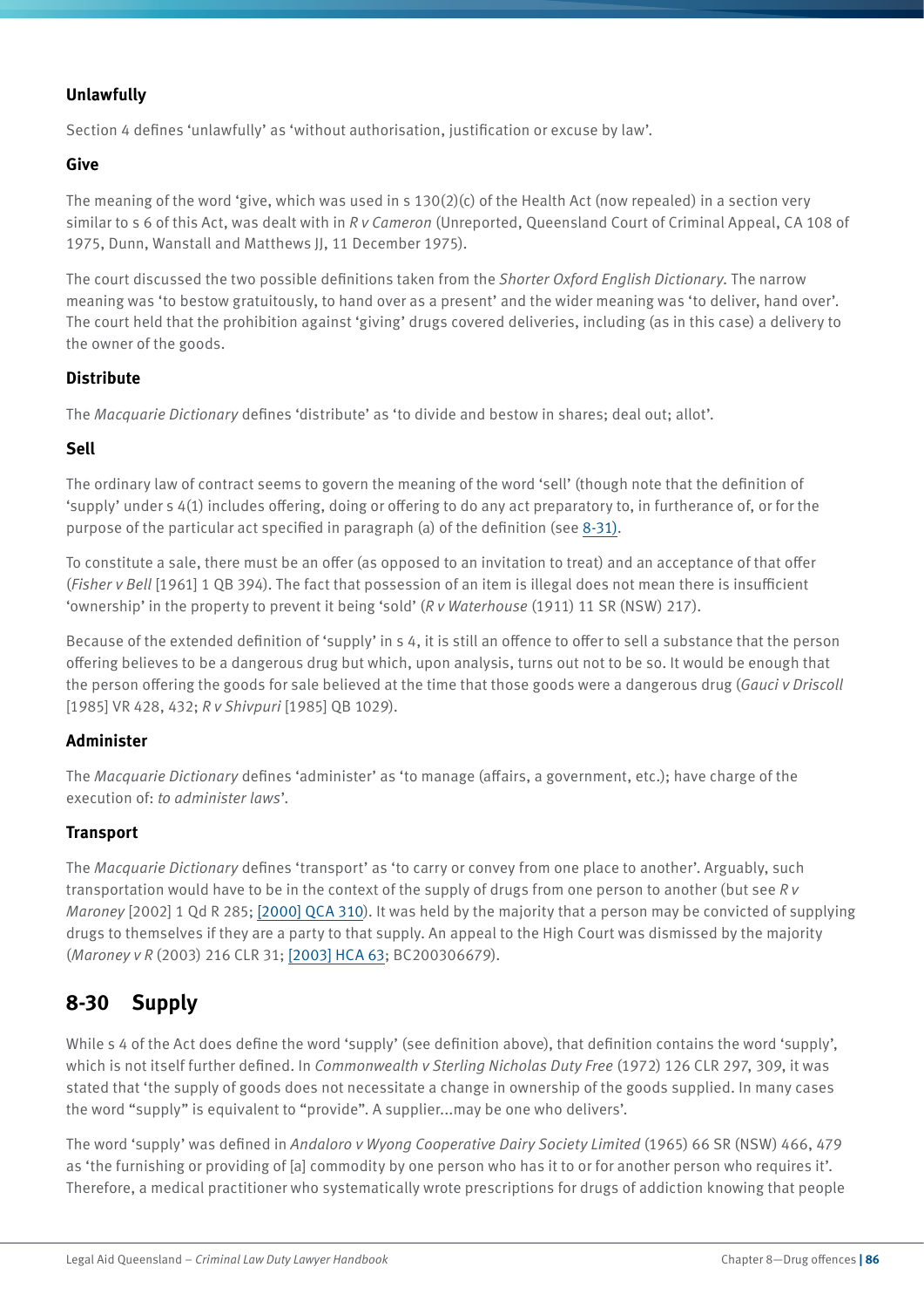### Unlawfully

Section 4 defines 'unlawfully' as 'without authorisation, justification or excuse by law'.

### Give

The meaning of the word 'give, which was used in s 130(2)(c) of the Health Act (now repealed) in a section very similar to s 6 of this Act, was dealt with in *R v Cameron* (Unreported, Queensland Court of Criminal Appeal, CA 108 of 1975, Dunn, Wanstall and Matthews JJ, 11 December 1975).

The court discussed the two possible definitions taken from the *Shorter Oxford English Dictionary*. The narrow meaning was 'to bestow gratuitously, to hand over as a present' and the wider meaning was 'to deliver, hand over'. The court held that the prohibition against 'giving' drugs covered deliveries, including (as in this case) a delivery to the owner of the goods.

### Distribute

The *Macquarie Dictionary* defines 'distribute' as 'to divide and bestow in shares; deal out; allot'.

### Sell

The ordinary law of contract seems to govern the meaning of the word 'sell' (though note that the definition of 'supply' under s 4(1) includes offering, doing or offering to do any act preparatory to, in furtherance of, or for the purpose of the particular act specified in paragraph (a) of the definition (see 8-31).

To constitute a sale, there must be an offer (as opposed to an invitation to treat) and an acceptance of that offer (*Fisher v Bell* [1961] 1 QB 394). The fact that possession of an item is illegal does not mean there is insufficient 'ownership' in the property to prevent it being 'sold' (*R v Waterhouse* (1911) 11 SR (NSW) 217).

Because of the extended definition of 'supply' in s 4, it is still an offence to offer to sell a substance that the person offering believes to be a dangerous drug but which, upon analysis, turns out not to be so. It would be enough that the person offering the goods for sale believed at the time that those goods were a dangerous drug (*Gauci v Driscoll* [1985] VR 428, 432; *R v Shivpuri* [1985] QB 1029).

### Administer

The *Macquarie Dictionary* defines 'administer' as 'to manage (affairs, a government, etc.); have charge of the execution of: *to administer laws*'.

### Transport

The *Macquarie Dictionary* defines 'transport' as 'to carry or convey from one place to another'. Arguably, such transportation would have to be in the context of the supply of drugs from one person to another (but see *R v Maroney* [2002] 1 Qd R 285; [2000] QCA 310). It was held by the majority that a person may be convicted of supplying drugs to themselves if they are a party to that supply. An appeal to the High Court was dismissed by the majority (*Maroney v R* (2003) 216 CLR 31; [2003] HCA 63; BC200306679).

## 8-30 Supply

While s 4 of the Act does define the word 'supply' (see definition above), that definition contains the word 'supply', which is not itself further defined. In *Commonwealth v Sterling Nicholas Duty Free* (1972) 126 CLR 297, 309, it was stated that 'the supply of goods does not necessitate a change in ownership of the goods supplied. In many cases the word "supply" is equivalent to "provide". A supplier...may be one who delivers'.

The word 'supply' was defined in *Andaloro v Wyong Cooperative Dairy Society Limited* (1965) 66 SR (NSW) 466, 479 as 'the furnishing or providing of [a] commodity by one person who has it to or for another person who requires it'. Therefore, a medical practitioner who systematically wrote prescriptions for drugs of addiction knowing that people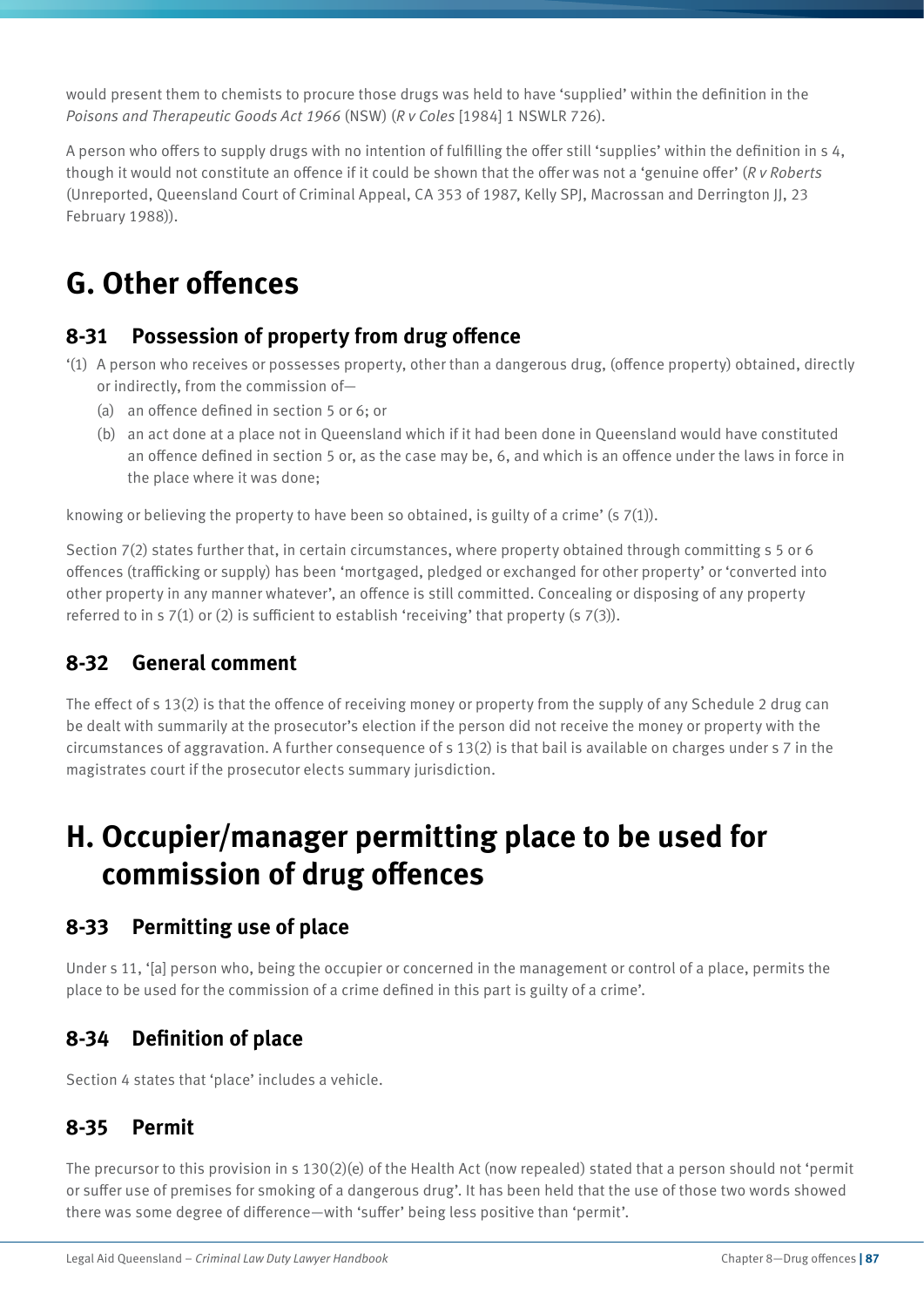would present them to chemists to procure those drugs was held to have 'supplied' within the definition in the *Poisons and Therapeutic Goods Act 1966* (NSW) (*R v Coles* [1984] 1 NSWLR 726).

A person who offers to supply drugs with no intention of fulfilling the offer still 'supplies' within the definition in s 4, though it would not constitute an offence if it could be shown that the offer was not a 'genuine offer' (*R v Roberts* (Unreported, Queensland Court of Criminal Appeal, CA 353 of 1987, Kelly SPJ, Macrossan and Derrington JJ, 23 February 1988)).

# G. Other offences

## 8-31 Possession of property from drug offence

'(1) A person who receives or possesses property, other than a dangerous drug, (offence property) obtained, directly or indirectly, from the commission of—

  (a) an offence defined in section 5 or 6; or

  (b) an act done at a place not in Queensland which if it had been done in Queensland would have constituted an offence defined in section 5 or, as the case may be, 6, and which is an offence under the laws in force in the place where it was done;

knowing or believing the property to have been so obtained, is guilty of a crime' (s 7(1)).

Section 7(2) states further that, in certain circumstances, where property obtained through committing s 5 or 6 offences (trafficking or supply) has been 'mortgaged, pledged or exchanged for other property' or 'converted into other property in any manner whatever', an offence is still committed. Concealing or disposing of any property referred to in s 7(1) or (2) is sufficient to establish 'receiving' that property (s 7(3)).

## 8-32 General comment

The effect of s 13(2) is that the offence of receiving money or property from the supply of any Schedule 2 drug can be dealt with summarily at the prosecutor's election if the person did not receive the money or property with the circumstances of aggravation. A further consequence of s 13(2) is that bail is available on charges under s 7 in the magistrates court if the prosecutor elects summary jurisdiction.

# H. Occupier/manager permitting place to be used for commission of drug offences

## 8-33 Permitting use of place

Under s 11, '[a] person who, being the occupier or concerned in the management or control of a place, permits the place to be used for the commission of a crime defined in this part is guilty of a crime'.

## 8-34 Definition of place

Section 4 states that 'place' includes a vehicle.

## 8-35 Permit

The precursor to this provision in s 130(2)(e) of the Health Act (now repealed) stated that a person should not 'permit or suffer use of premises for smoking of a dangerous drug'. It has been held that the use of those two words showed there was some degree of difference—with 'suffer' being less positive than 'permit'.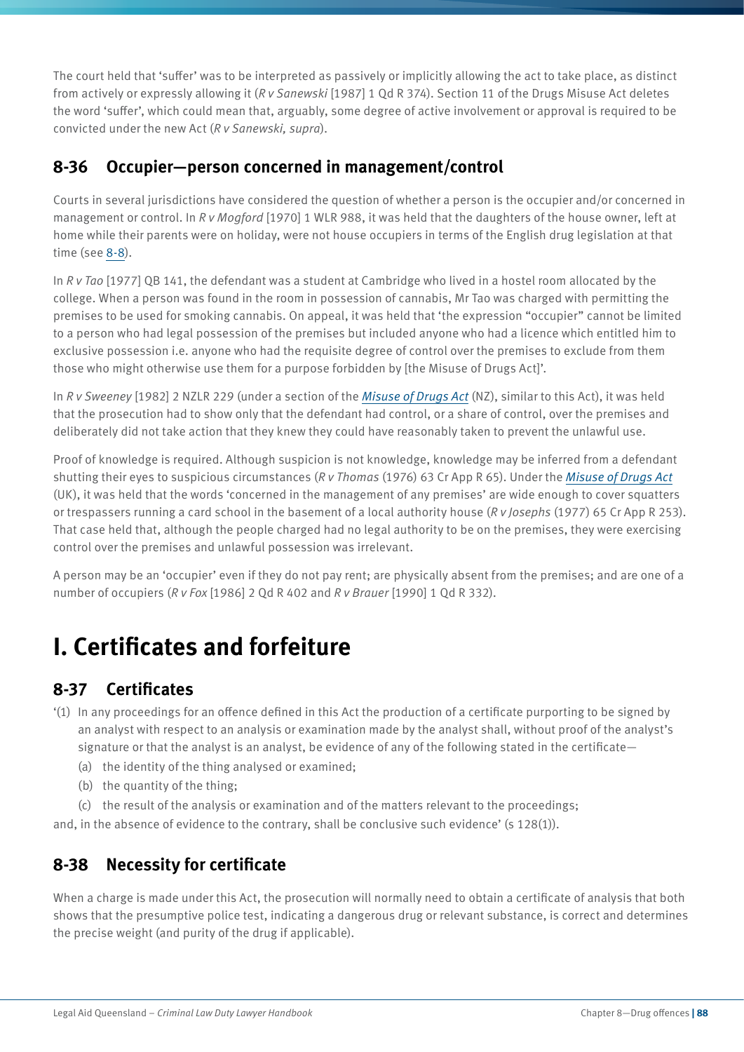The court held that 'suffer' was to be interpreted as passively or implicitly allowing the act to take place, as distinct from actively or expressly allowing it (*R v Sanewski* [1987] 1 Qd R 374). Section 11 of the Drugs Misuse Act deletes the word 'suffer', which could mean that, arguably, some degree of active involvement or approval is required to be convicted under the new Act (*R v Sanewski, supra*).

### 8-36 Occupier—person concerned in management/control

Courts in several jurisdictions have considered the question of whether a person is the occupier and/or concerned in management or control. In *R v Mogford* [1970] 1 WLR 988, it was held that the daughters of the house owner, left at home while their parents were on holiday, were not house occupiers in terms of the English drug legislation at that time (see 8-8).

In *R v Tao* [1977] QB 141, the defendant was a student at Cambridge who lived in a hostel room allocated by the college. When a person was found in the room in possession of cannabis, Mr Tao was charged with permitting the premises to be used for smoking cannabis. On appeal, it was held that 'the expression "occupier" cannot be limited to a person who had legal possession of the premises but included anyone who had a licence which entitled him to exclusive possession i.e. anyone who had the requisite degree of control over the premises to exclude from them those who might otherwise use them for a purpose forbidden by [the Misuse of Drugs Act]'.

In *R v Sweeney* [1982] 2 NZLR 229 (under a section of the *Misuse of Drugs Act* (NZ), similar to this Act), it was held that the prosecution had to show only that the defendant had control, or a share of control, over the premises and deliberately did not take action that they knew they could have reasonably taken to prevent the unlawful use.

Proof of knowledge is required. Although suspicion is not knowledge, knowledge may be inferred from a defendant shutting their eyes to suspicious circumstances (*R v Thomas* (1976) 63 Cr App R 65). Under the *Misuse of Drugs Act* (UK), it was held that the words 'concerned in the management of any premises' are wide enough to cover squatters or trespassers running a card school in the basement of a local authority house (*R v Josephs* (1977) 65 Cr App R 253). That case held that, although the people charged had no legal authority to be on the premises, they were exercising control over the premises and unlawful possession was irrelevant.

A person may be an 'occupier' even if they do not pay rent; are physically absent from the premises; and are one of a number of occupiers (*R v Fox* [1986] 2 Qd R 402 and *R v Brauer* [1990] 1 Qd R 332).

## I. Certificates and forfeiture

### 8-37 Certificates

'(1) In any proceedings for an offence defined in this Act the production of a certificate purporting to be signed by an analyst with respect to an analysis or examination made by the analyst shall, without proof of the analyst's signature or that the analyst is an analyst, be evidence of any of the following stated in the certificate—

  (a) the identity of the thing analysed or examined;

  (b) the quantity of the thing;

  (c) the result of the analysis or examination and of the matters relevant to the proceedings;

and, in the absence of evidence to the contrary, shall be conclusive such evidence' (s 128(1)).

### 8-38 Necessity for certificate

When a charge is made under this Act, the prosecution will normally need to obtain a certificate of analysis that both shows that the presumptive police test, indicating a dangerous drug or relevant substance, is correct and determines the precise weight (and purity of the drug if applicable).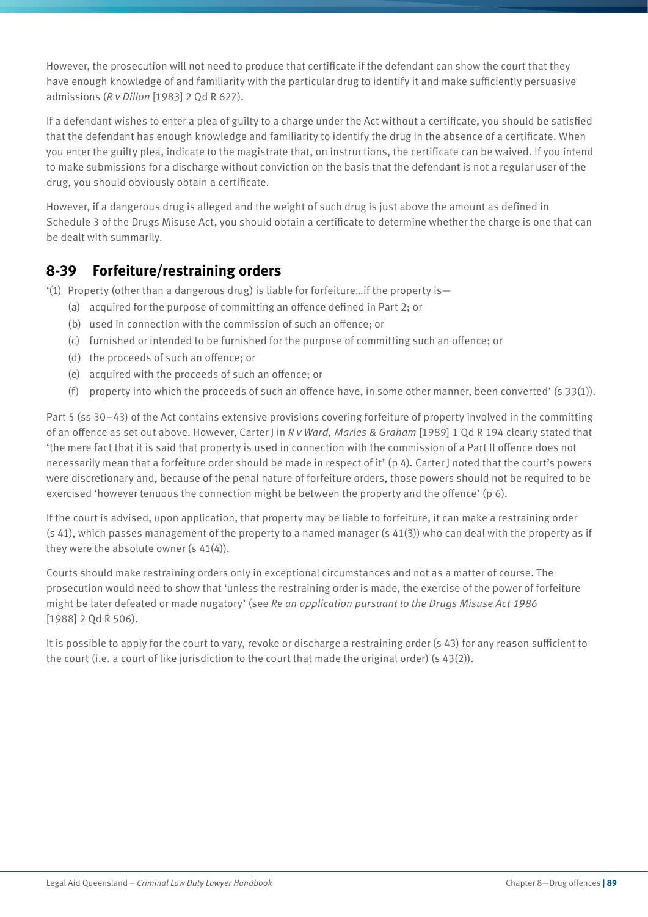However, the prosecution will not need to produce that certificate if the defendant can show the court that they have enough knowledge of and familiarity with the particular drug to identify it and make sufficiently persuasive admissions (*R v Dillon* [1983] 2 Qd R 627).

If a defendant wishes to enter a plea of guilty to a charge under the Act without a certificate, you should be satisfied that the defendant has enough knowledge and familiarity to identify the drug in the absence of a certificate. When you enter the guilty plea, indicate to the magistrate that, on instructions, the certificate can be waived. If you intend to make submissions for a discharge without conviction on the basis that the defendant is not a regular user of the drug, you should obviously obtain a certificate.

However, if a dangerous drug is alleged and the weight of such drug is just above the amount as defined in Schedule 3 of the Drugs Misuse Act, you should obtain a certificate to determine whether the charge is one that can be dealt with summarily.

## 8-39 Forfeiture/restraining orders

'(1) Property (other than a dangerous drug) is liable for forfeiture…if the property is—

- (a) acquired for the purpose of committing an offence defined in Part 2; or
- (b) used in connection with the commission of such an offence; or
- (c) furnished or intended to be furnished for the purpose of committing such an offence; or
- (d) the proceeds of such an offence; or
- (e) acquired with the proceeds of such an offence; or
- (f) property into which the proceeds of such an offence have, in some other manner, been converted' (s 33(1)).

Part 5 (ss 30–43) of the Act contains extensive provisions covering forfeiture of property involved in the committing of an offence as set out above. However, Carter J in *R v Ward, Marles & Graham* [1989] 1 Qd R 194 clearly stated that 'the mere fact that it is said that property is used in connection with the commission of a Part II offence does not necessarily mean that a forfeiture order should be made in respect of it' (p 4). Carter J noted that the court's powers were discretionary and, because of the penal nature of forfeiture orders, those powers should not be required to be exercised 'however tenuous the connection might be between the property and the offence' (p 6).

If the court is advised, upon application, that property may be liable to forfeiture, it can make a restraining order (s 41), which passes management of the property to a named manager (s 41(3)) who can deal with the property as if they were the absolute owner (s 41(4)).

Courts should make restraining orders only in exceptional circumstances and not as a matter of course. The prosecution would need to show that 'unless the restraining order is made, the exercise of the power of forfeiture might be later defeated or made nugatory' (see *Re an application pursuant to the Drugs Misuse Act 1986* [1988] 2 Qd R 506).

It is possible to apply for the court to vary, revoke or discharge a restraining order (s 43) for any reason sufficient to the court (i.e. a court of like jurisdiction to the court that made the original order) (s 43(2)).